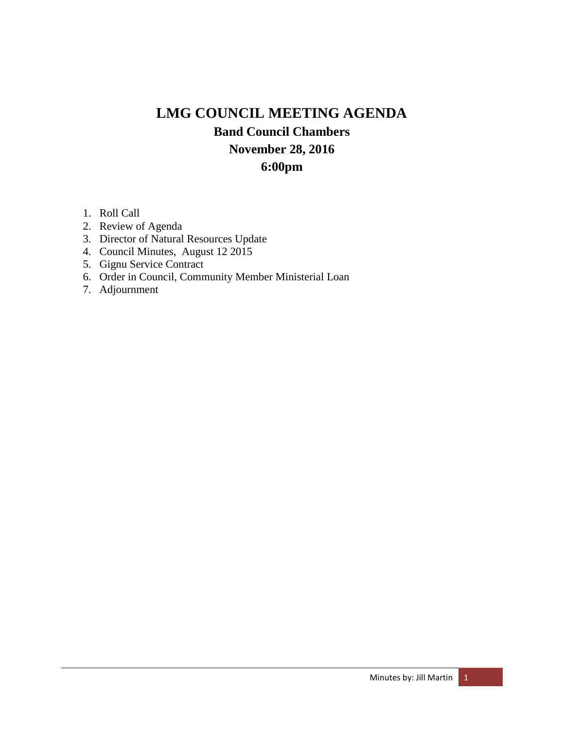# LMG COUNCIL MEETING AGENDA

## Band Council Chambers

## November 28, 2016

## 6:00pm

1. Roll Call
2. Review of Agenda
3. Director of Natural Resources Update
4. Council Minutes, August 12 2015
5. Gignu Service Contract
6. Order in Council, Community Member Ministerial Loan
7. Adjournment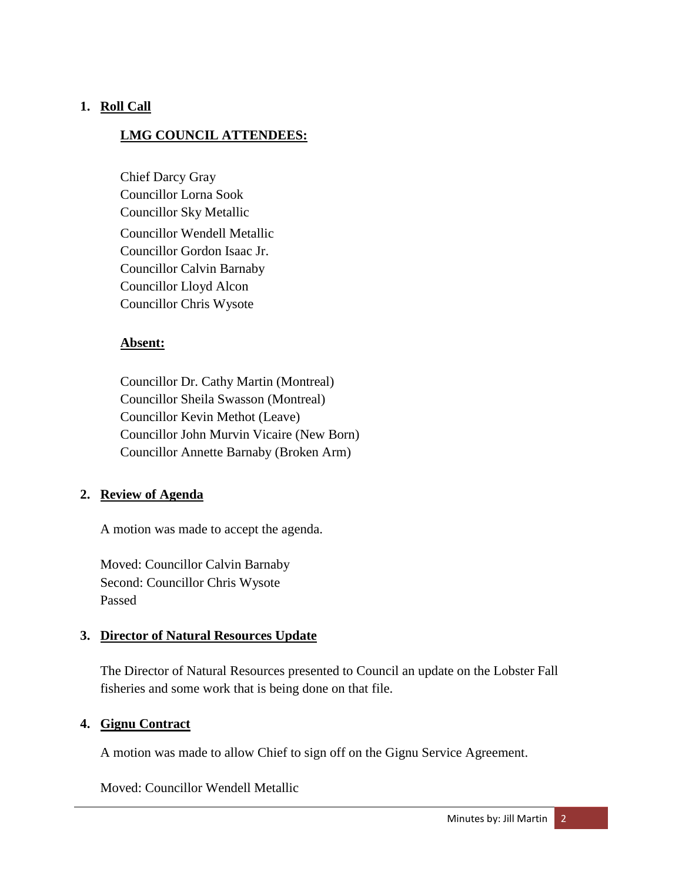1. **Roll Call**

   **LMG COUNCIL ATTENDEES:**

   Chief Darcy Gray
   Councillor Lorna Sook
   Councillor Sky Metallic
   Councillor Wendell Metallic
   Councillor Gordon Isaac Jr.
   Councillor Calvin Barnaby
   Councillor Lloyd Alcon
   Councillor Chris Wysote

   **Absent:**

   Councillor Dr. Cathy Martin (Montreal)
   Councillor Sheila Swasson (Montreal)
   Councillor Kevin Methot (Leave)
   Councillor John Murvin Vicaire (New Born)
   Councillor Annette Barnaby (Broken Arm)

2. **Review of Agenda**

   A motion was made to accept the agenda.

   Moved: Councillor Calvin Barnaby
   Second: Councillor Chris Wysote
   Passed

3. **Director of Natural Resources Update**

   The Director of Natural Resources presented to Council an update on the Lobster Fall fisheries and some work that is being done on that file.

4. **Gignu Contract**

   A motion was made to allow Chief to sign off on the Gignu Service Agreement.

   Moved: Councillor Wendell Metallic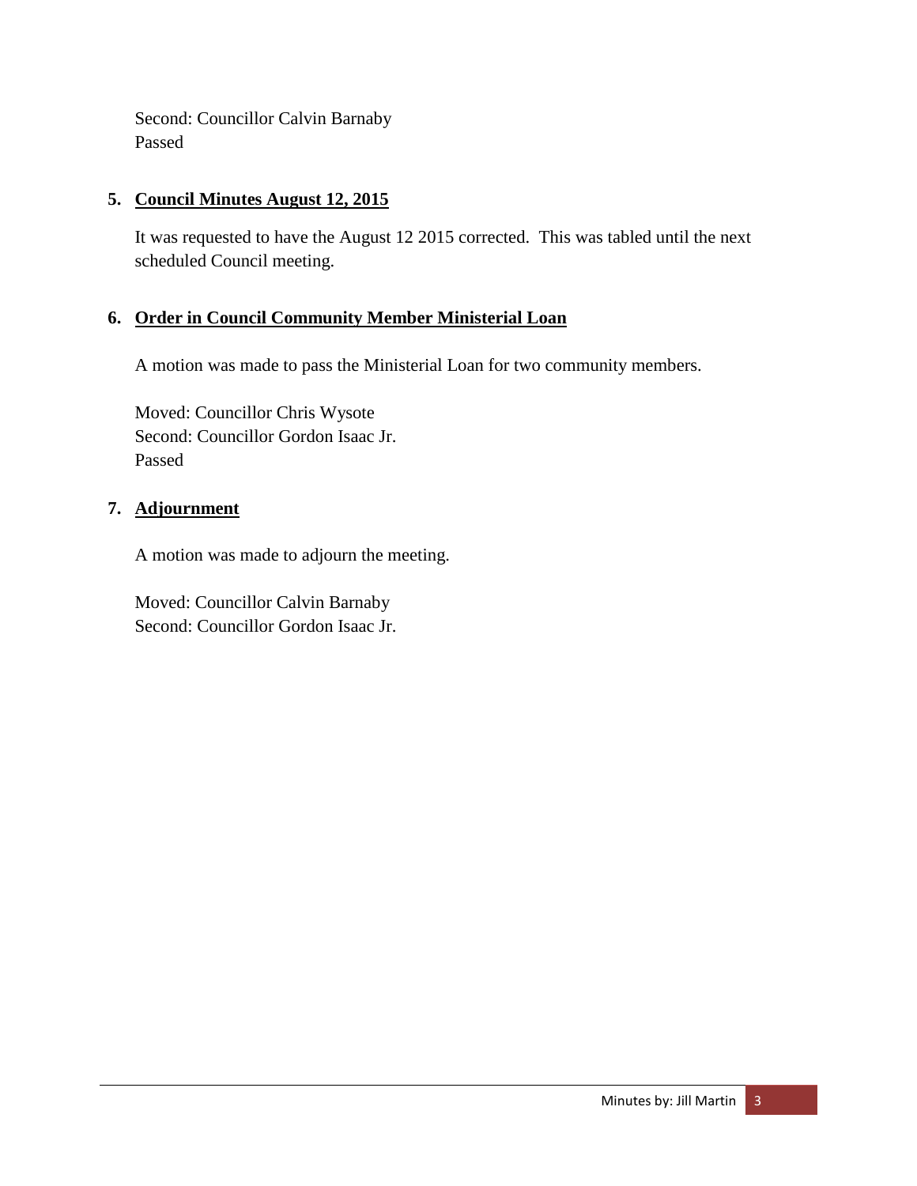Second: Councillor Calvin Barnaby
Passed

5. **Council Minutes August 12, 2015**

It was requested to have the August 12 2015 corrected. This was tabled until the next scheduled Council meeting.

6. **Order in Council Community Member Ministerial Loan**

A motion was made to pass the Ministerial Loan for two community members.

Moved: Councillor Chris Wysote
Second: Councillor Gordon Isaac Jr.
Passed

7. **Adjournment**

A motion was made to adjourn the meeting.

Moved: Councillor Calvin Barnaby
Second: Councillor Gordon Isaac Jr.

Minutes by: Jill Martin